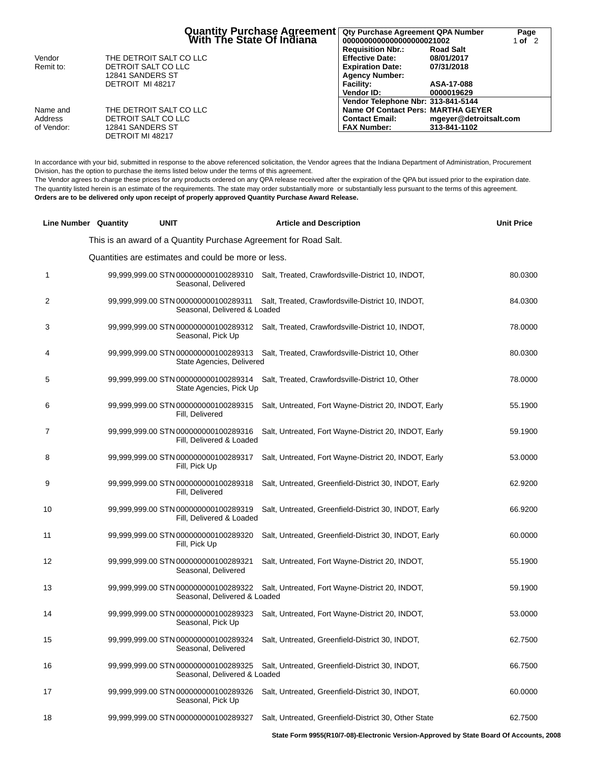# Quantity Purchase Agreement With The State Of Indiana

| Qty Purchase Agreement QPA Number | |
|---|---|
| 0000000000000000000021002 | |
| Requisition Nbr.: | Road Salt |
| Effective Date: | 08/01/2017 |
| Expiration Date: | 07/31/2018 |
| Agency Number: | |
| Facility: | ASA-17-088 |
| Vendor ID: | 0000019629 |
| Vendor Telephone Nbr: | 313-841-5144 |
| Name Of Contact Pers: | MARTHA GEYER |
| Contact Email: | mgeyer@detroitsalt.com |
| FAX Number: | 313-841-1102 |

Vendor Remit to:
THE DETROIT SALT CO LLC
DETROIT SALT CO LLC
12841 SANDERS ST
DETROIT MI 48217

Name and Address of Vendor:
THE DETROIT SALT CO LLC
DETROIT SALT CO LLC
12841 SANDERS ST
DETROIT MI 48217

In accordance with your bid, submitted in response to the above referenced solicitation, the Vendor agrees that the Indiana Department of Administration, Procurement Division, has the option to purchase the items listed below under the terms of this agreement.
The Vendor agrees to charge these prices for any products ordered on any QPA release received after the expiration of the QPA but issued prior to the expiration date.
The quantity listed herein is an estimate of the requirements. The state may order substantially more or substantially less pursuant to the terms of this agreement.
**Orders are to be delivered only upon receipt of properly approved Quantity Purchase Award Release.**

| Line Number | Quantity | UNIT | Article and Description | Unit Price |
|---|---|---|---|---|
| | | | This is an award of a Quantity Purchase Agreement for Road Salt. | |
| | | | Quantities are estimates and could be more or less. | |
| 1 | 99,999,999.00 | STN | 000000000100289310 Salt, Treated, Crawfordsville-District 10, INDOT, Seasonal, Delivered | 80.0300 |
| 2 | 99,999,999.00 | STN | 000000000100289311 Salt, Treated, Crawfordsville-District 10, INDOT, Seasonal, Delivered & Loaded | 84.0300 |
| 3 | 99,999,999.00 | STN | 000000000100289312 Salt, Treated, Crawfordsville-District 10, INDOT, Seasonal, Pick Up | 78.0000 |
| 4 | 99,999,999.00 | STN | 000000000100289313 Salt, Treated, Crawfordsville-District 10, Other State Agencies, Delivered | 80.0300 |
| 5 | 99,999,999.00 | STN | 000000000100289314 Salt, Treated, Crawfordsville-District 10, Other State Agencies, Pick Up | 78.0000 |
| 6 | 99,999,999.00 | STN | 000000000100289315 Salt, Untreated, Fort Wayne-District 20, INDOT, Early Fill, Delivered | 55.1900 |
| 7 | 99,999,999.00 | STN | 000000000100289316 Salt, Untreated, Fort Wayne-District 20, INDOT, Early Fill, Delivered & Loaded | 59.1900 |
| 8 | 99,999,999.00 | STN | 000000000100289317 Salt, Untreated, Fort Wayne-District 20, INDOT, Early Fill, Pick Up | 53.0000 |
| 9 | 99,999,999.00 | STN | 000000000100289318 Salt, Untreated, Greenfield-District 30, INDOT, Early Fill, Delivered | 62.9200 |
| 10 | 99,999,999.00 | STN | 000000000100289319 Salt, Untreated, Greenfield-District 30, INDOT, Early Fill, Delivered & Loaded | 66.9200 |
| 11 | 99,999,999.00 | STN | 000000000100289320 Salt, Untreated, Greenfield-District 30, INDOT, Early Fill, Pick Up | 60.0000 |
| 12 | 99,999,999.00 | STN | 000000000100289321 Salt, Untreated, Fort Wayne-District 20, INDOT, Seasonal, Delivered | 55.1900 |
| 13 | 99,999,999.00 | STN | 000000000100289322 Salt, Untreated, Fort Wayne-District 20, INDOT, Seasonal, Delivered & Loaded | 59.1900 |
| 14 | 99,999,999.00 | STN | 000000000100289323 Salt, Untreated, Fort Wayne-District 20, INDOT, Seasonal, Pick Up | 53.0000 |
| 15 | 99,999,999.00 | STN | 000000000100289324 Salt, Untreated, Greenfield-District 30, INDOT, Seasonal, Delivered | 62.7500 |
| 16 | 99,999,999.00 | STN | 000000000100289325 Salt, Untreated, Greenfield-District 30, INDOT, Seasonal, Delivered & Loaded | 66.7500 |
| 17 | 99,999,999.00 | STN | 000000000100289326 Salt, Untreated, Greenfield-District 30, INDOT, Seasonal, Pick Up | 60.0000 |
| 18 | 99,999,999.00 | STN | 000000000100289327 Salt, Untreated, Greenfield-District 30, Other State | 62.7500 |

**State Form 9955(R10/7-08)-Electronic Version-Approved by State Board Of Accounts, 2008**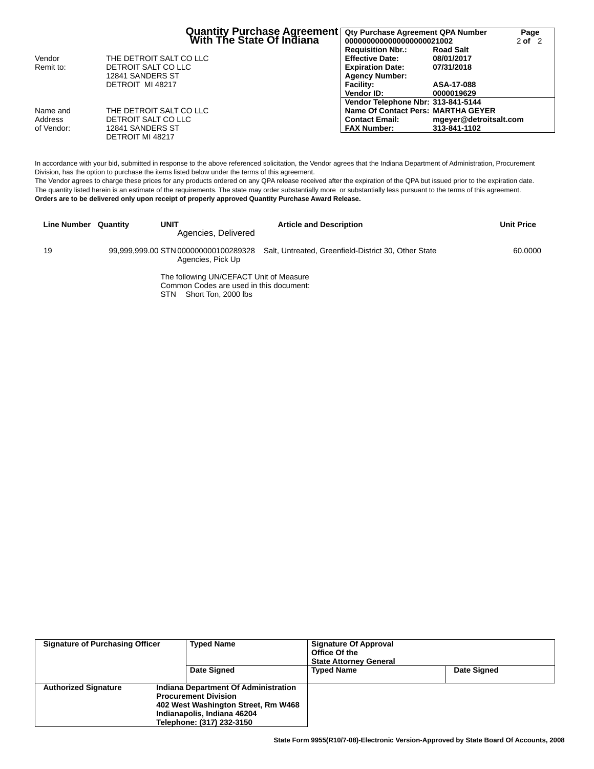# Quantity Purchase Agreement With The State Of Indiana

| | |
|---|---|
| Vendor Remit to: | THE DETROIT SALT CO LLC<br>DETROIT SALT CO LLC<br>12841 SANDERS ST<br>DETROIT MI 48217 |
| Name and Address of Vendor: | THE DETROIT SALT CO LLC<br>DETROIT SALT CO LLC<br>12841 SANDERS ST<br>DETROIT MI 48217 |

| Qty Purchase Agreement QPA Number | |
|---|---|
| 0000000000000000000021002 | |
| **Requisition Nbr.:** | **Road Salt** |
| **Effective Date:** | **08/01/2017** |
| **Expiration Date:** | **07/31/2018** |
| **Agency Number:** | |
| **Facility:** | **ASA-17-088** |
| **Vendor ID:** | **0000019629** |
| **Vendor Telephone Nbr:** | **313-841-5144** |
| **Name Of Contact Pers:** | **MARTHA GEYER** |
| **Contact Email:** | **mgeyer@detroitsalt.com** |
| **FAX Number:** | **313-841-1102** |

In accordance with your bid, submitted in response to the above referenced solicitation, the Vendor agrees that the Indiana Department of Administration, Procurement Division, has the option to purchase the items listed below under the terms of this agreement.
The Vendor agrees to charge these prices for any products ordered on any QPA release received after the expiration of the QPA but issued prior to the expiration date.
The quantity listed herein is an estimate of the requirements. The state may order substantially more or substantially less pursuant to the terms of this agreement.
**Orders are to be delivered only upon receipt of properly approved Quantity Purchase Award Release.**

| Line Number | Quantity | UNIT | Article and Description | Unit Price |
|---|---|---|---|---|
| | | Agencies, Delivered | | |
| 19 | 99,999,999.00 | STN 000000000100289328 Agencies, Pick Up | Salt, Untreated, Greenfield-District 30, Other State | 60.0000 |

The following UN/CEFACT Unit of Measure Common Codes are used in this document:
STN Short Ton, 2000 lbs

| Signature of Purchasing Officer | Typed Name | Signature Of Approval Office Of the State Attorney General | |
|---|---|---|---|
| | Date Signed | Typed Name | Date Signed |
| **Authorized Signature** | **Indiana Department Of Administration Procurement Division 402 West Washington Street, Rm W468 Indianapolis, Indiana 46204 Telephone: (317) 232-3150** | | |

State Form 9955(R10/7-08)-Electronic Version-Approved by State Board Of Accounts, 2008